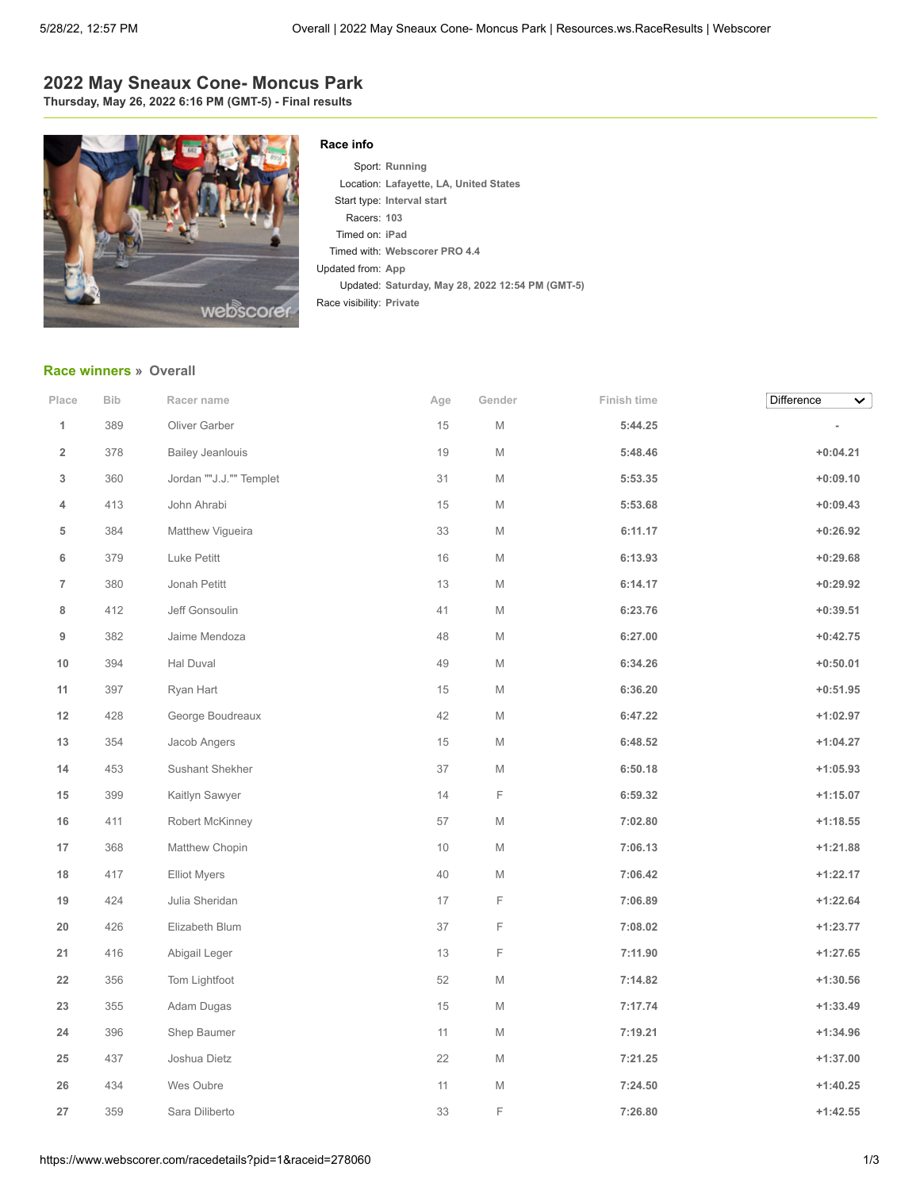# 2022 May Sneaux Cone- Moncus Park

**Thursday, May 26, 2022 6:16 PM (GMT-5) - Final results**

### Race info

Sport: **Running**
Location: **Lafayette, LA, United States**
Start type: **Interval start**
Racers: **103**
Timed on: **iPad**
Timed with: **Webscorer PRO 4.4**
Updated from: **App**
Updated: **Saturday, May 28, 2022 12:54 PM (GMT-5)**
Race visibility: **Private**

## Race winners » Overall

| Place | Bib | Racer name | Age | Gender | Finish time | Difference |
|---|---|---|---|---|---|---|
| 1 | 389 | Oliver Garber | 15 | M | 5:44.25 | - |
| 2 | 378 | Bailey Jeanlouis | 19 | M | 5:48.46 | +0:04.21 |
| 3 | 360 | Jordan ""J.J."" Templet | 31 | M | 5:53.35 | +0:09.10 |
| 4 | 413 | John Ahrabi | 15 | M | 5:53.68 | +0:09.43 |
| 5 | 384 | Matthew Vigueira | 33 | M | 6:11.17 | +0:26.92 |
| 6 | 379 | Luke Petitt | 16 | M | 6:13.93 | +0:29.68 |
| 7 | 380 | Jonah Petitt | 13 | M | 6:14.17 | +0:29.92 |
| 8 | 412 | Jeff Gonsoulin | 41 | M | 6:23.76 | +0:39.51 |
| 9 | 382 | Jaime Mendoza | 48 | M | 6:27.00 | +0:42.75 |
| 10 | 394 | Hal Duval | 49 | M | 6:34.26 | +0:50.01 |
| 11 | 397 | Ryan Hart | 15 | M | 6:36.20 | +0:51.95 |
| 12 | 428 | George Boudreaux | 42 | M | 6:47.22 | +1:02.97 |
| 13 | 354 | Jacob Angers | 15 | M | 6:48.52 | +1:04.27 |
| 14 | 453 | Sushant Shekher | 37 | M | 6:50.18 | +1:05.93 |
| 15 | 399 | Kaitlyn Sawyer | 14 | F | 6:59.32 | +1:15.07 |
| 16 | 411 | Robert McKinney | 57 | M | 7:02.80 | +1:18.55 |
| 17 | 368 | Matthew Chopin | 10 | M | 7:06.13 | +1:21.88 |
| 18 | 417 | Elliot Myers | 40 | M | 7:06.42 | +1:22.17 |
| 19 | 424 | Julia Sheridan | 17 | F | 7:06.89 | +1:22.64 |
| 20 | 426 | Elizabeth Blum | 37 | F | 7:08.02 | +1:23.77 |
| 21 | 416 | Abigail Leger | 13 | F | 7:11.90 | +1:27.65 |
| 22 | 356 | Tom Lightfoot | 52 | M | 7:14.82 | +1:30.56 |
| 23 | 355 | Adam Dugas | 15 | M | 7:17.74 | +1:33.49 |
| 24 | 396 | Shep Baumer | 11 | M | 7:19.21 | +1:34.96 |
| 25 | 437 | Joshua Dietz | 22 | M | 7:21.25 | +1:37.00 |
| 26 | 434 | Wes Oubre | 11 | M | 7:24.50 | +1:40.25 |
| 27 | 359 | Sara Diliberto | 33 | F | 7:26.80 | +1:42.55 |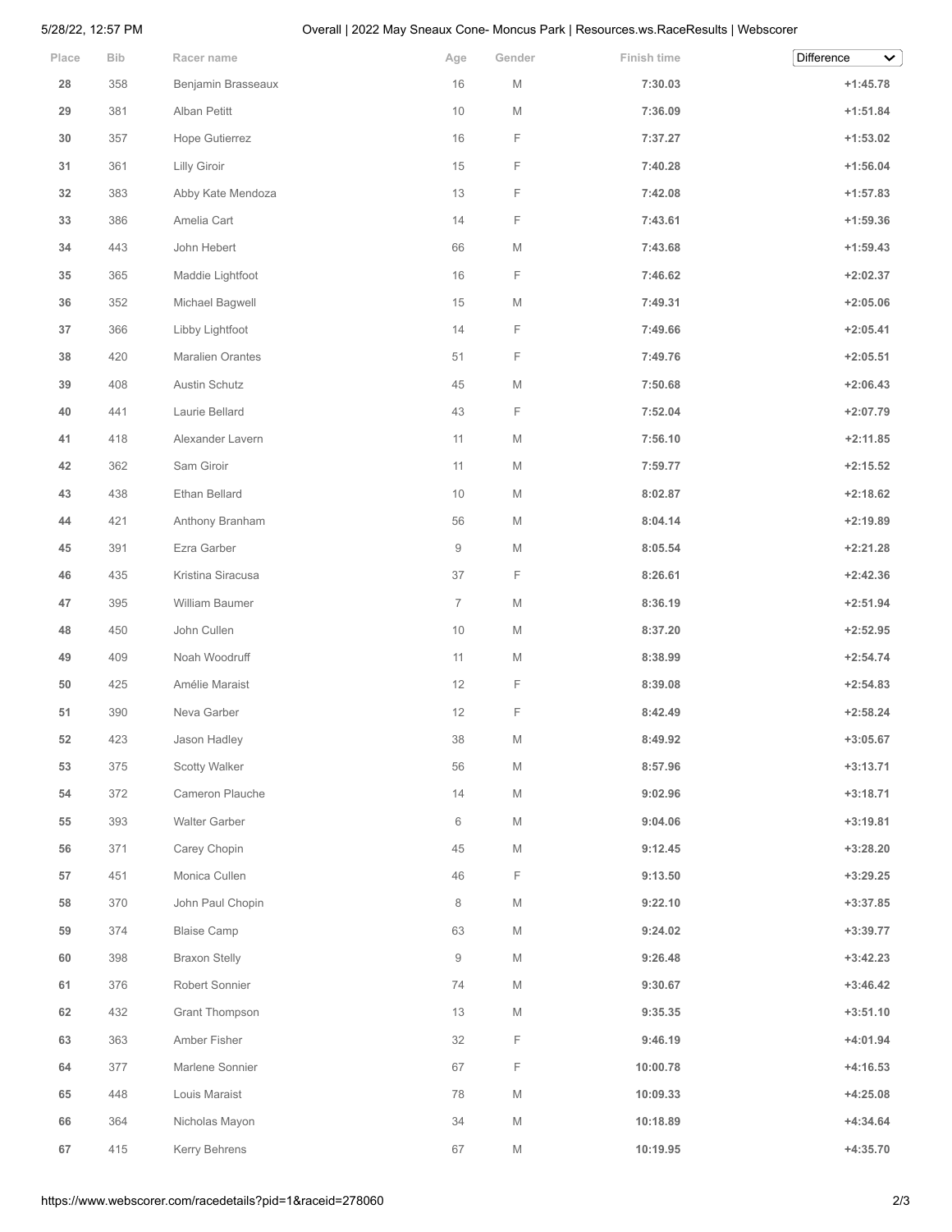| Place | Bib | Racer name | Age | Gender | Finish time | Difference |
|---|---|---|---|---|---|---|
| 28 | 358 | Benjamin Brasseaux | 16 | M | 7:30.03 | +1:45.78 |
| 29 | 381 | Alban Petitt | 10 | M | 7:36.09 | +1:51.84 |
| 30 | 357 | Hope Gutierrez | 16 | F | 7:37.27 | +1:53.02 |
| 31 | 361 | Lilly Giroir | 15 | F | 7:40.28 | +1:56.04 |
| 32 | 383 | Abby Kate Mendoza | 13 | F | 7:42.08 | +1:57.83 |
| 33 | 386 | Amelia Cart | 14 | F | 7:43.61 | +1:59.36 |
| 34 | 443 | John Hebert | 66 | M | 7:43.68 | +1:59.43 |
| 35 | 365 | Maddie Lightfoot | 16 | F | 7:46.62 | +2:02.37 |
| 36 | 352 | Michael Bagwell | 15 | M | 7:49.31 | +2:05.06 |
| 37 | 366 | Libby Lightfoot | 14 | F | 7:49.66 | +2:05.41 |
| 38 | 420 | Maralien Orantes | 51 | F | 7:49.76 | +2:05.51 |
| 39 | 408 | Austin Schutz | 45 | M | 7:50.68 | +2:06.43 |
| 40 | 441 | Laurie Bellard | 43 | F | 7:52.04 | +2:07.79 |
| 41 | 418 | Alexander Lavern | 11 | M | 7:56.10 | +2:11.85 |
| 42 | 362 | Sam Giroir | 11 | M | 7:59.77 | +2:15.52 |
| 43 | 438 | Ethan Bellard | 10 | M | 8:02.87 | +2:18.62 |
| 44 | 421 | Anthony Branham | 56 | M | 8:04.14 | +2:19.89 |
| 45 | 391 | Ezra Garber | 9 | M | 8:05.54 | +2:21.28 |
| 46 | 435 | Kristina Siracusa | 37 | F | 8:26.61 | +2:42.36 |
| 47 | 395 | William Baumer | 7 | M | 8:36.19 | +2:51.94 |
| 48 | 450 | John Cullen | 10 | M | 8:37.20 | +2:52.95 |
| 49 | 409 | Noah Woodruff | 11 | M | 8:38.99 | +2:54.74 |
| 50 | 425 | Amélie Maraist | 12 | F | 8:39.08 | +2:54.83 |
| 51 | 390 | Neva Garber | 12 | F | 8:42.49 | +2:58.24 |
| 52 | 423 | Jason Hadley | 38 | M | 8:49.92 | +3:05.67 |
| 53 | 375 | Scotty Walker | 56 | M | 8:57.96 | +3:13.71 |
| 54 | 372 | Cameron Plauche | 14 | M | 9:02.96 | +3:18.71 |
| 55 | 393 | Walter Garber | 6 | M | 9:04.06 | +3:19.81 |
| 56 | 371 | Carey Chopin | 45 | M | 9:12.45 | +3:28.20 |
| 57 | 451 | Monica Cullen | 46 | F | 9:13.50 | +3:29.25 |
| 58 | 370 | John Paul Chopin | 8 | M | 9:22.10 | +3:37.85 |
| 59 | 374 | Blaise Camp | 63 | M | 9:24.02 | +3:39.77 |
| 60 | 398 | Braxon Stelly | 9 | M | 9:26.48 | +3:42.23 |
| 61 | 376 | Robert Sonnier | 74 | M | 9:30.67 | +3:46.42 |
| 62 | 432 | Grant Thompson | 13 | M | 9:35.35 | +3:51.10 |
| 63 | 363 | Amber Fisher | 32 | F | 9:46.19 | +4:01.94 |
| 64 | 377 | Marlene Sonnier | 67 | F | 10:00.78 | +4:16.53 |
| 65 | 448 | Louis Maraist | 78 | M | 10:09.33 | +4:25.08 |
| 66 | 364 | Nicholas Mayon | 34 | M | 10:18.89 | +4:34.64 |
| 67 | 415 | Kerry Behrens | 67 | M | 10:19.95 | +4:35.70 |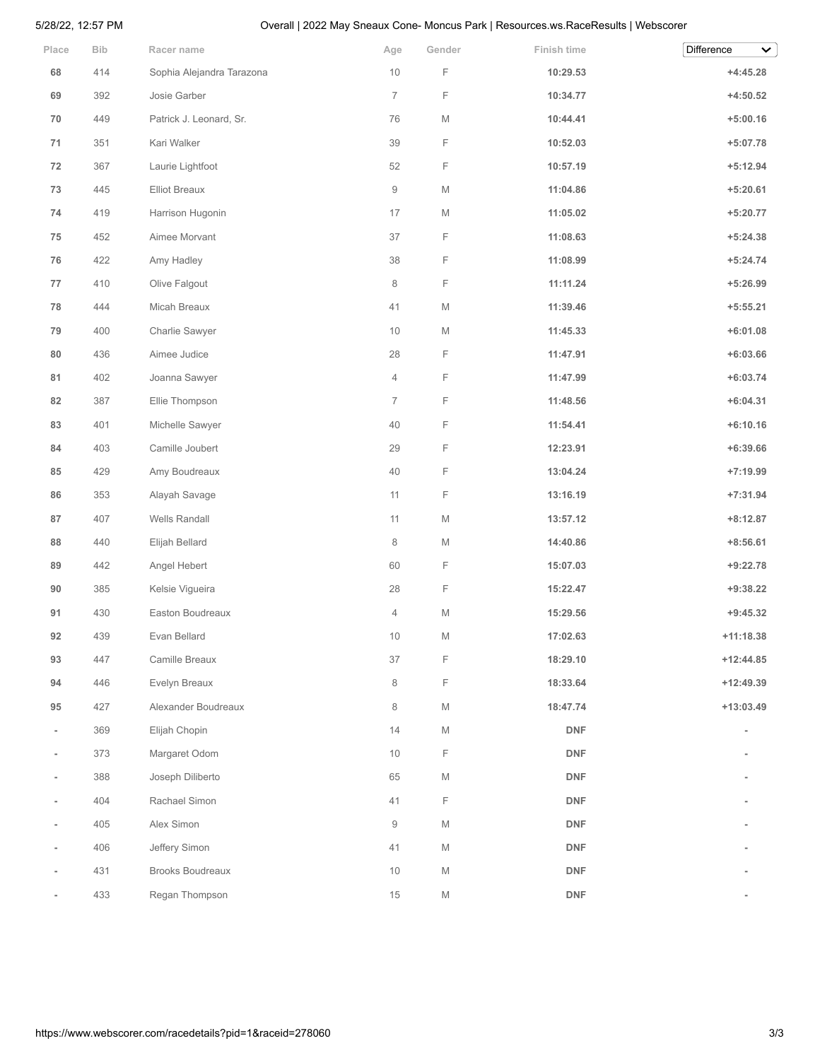| Place | Bib | Racer name | Age | Gender | Finish time | Difference |
| --- | --- | --- | --- | --- | --- | --- |
| 68 | 414 | Sophia Alejandra Tarazona | 10 | F | 10:29.53 | +4:45.28 |
| 69 | 392 | Josie Garber | 7 | F | 10:34.77 | +4:50.52 |
| 70 | 449 | Patrick J. Leonard, Sr. | 76 | M | 10:44.41 | +5:00.16 |
| 71 | 351 | Kari Walker | 39 | F | 10:52.03 | +5:07.78 |
| 72 | 367 | Laurie Lightfoot | 52 | F | 10:57.19 | +5:12.94 |
| 73 | 445 | Elliot Breaux | 9 | M | 11:04.86 | +5:20.61 |
| 74 | 419 | Harrison Hugonin | 17 | M | 11:05.02 | +5:20.77 |
| 75 | 452 | Aimee Morvant | 37 | F | 11:08.63 | +5:24.38 |
| 76 | 422 | Amy Hadley | 38 | F | 11:08.99 | +5:24.74 |
| 77 | 410 | Olive Falgout | 8 | F | 11:11.24 | +5:26.99 |
| 78 | 444 | Micah Breaux | 41 | M | 11:39.46 | +5:55.21 |
| 79 | 400 | Charlie Sawyer | 10 | M | 11:45.33 | +6:01.08 |
| 80 | 436 | Aimee Judice | 28 | F | 11:47.91 | +6:03.66 |
| 81 | 402 | Joanna Sawyer | 4 | F | 11:47.99 | +6:03.74 |
| 82 | 387 | Ellie Thompson | 7 | F | 11:48.56 | +6:04.31 |
| 83 | 401 | Michelle Sawyer | 40 | F | 11:54.41 | +6:10.16 |
| 84 | 403 | Camille Joubert | 29 | F | 12:23.91 | +6:39.66 |
| 85 | 429 | Amy Boudreaux | 40 | F | 13:04.24 | +7:19.99 |
| 86 | 353 | Alayah Savage | 11 | F | 13:16.19 | +7:31.94 |
| 87 | 407 | Wells Randall | 11 | M | 13:57.12 | +8:12.87 |
| 88 | 440 | Elijah Bellard | 8 | M | 14:40.86 | +8:56.61 |
| 89 | 442 | Angel Hebert | 60 | F | 15:07.03 | +9:22.78 |
| 90 | 385 | Kelsie Vigueira | 28 | F | 15:22.47 | +9:38.22 |
| 91 | 430 | Easton Boudreaux | 4 | M | 15:29.56 | +9:45.32 |
| 92 | 439 | Evan Bellard | 10 | M | 17:02.63 | +11:18.38 |
| 93 | 447 | Camille Breaux | 37 | F | 18:29.10 | +12:44.85 |
| 94 | 446 | Evelyn Breaux | 8 | F | 18:33.64 | +12:49.39 |
| 95 | 427 | Alexander Boudreaux | 8 | M | 18:47.74 | +13:03.49 |
| - | 369 | Elijah Chopin | 14 | M | DNF | - |
| - | 373 | Margaret Odom | 10 | F | DNF | - |
| - | 388 | Joseph Diliberto | 65 | M | DNF | - |
| - | 404 | Rachael Simon | 41 | F | DNF | - |
| - | 405 | Alex Simon | 9 | M | DNF | - |
| - | 406 | Jeffery Simon | 41 | M | DNF | - |
| - | 431 | Brooks Boudreaux | 10 | M | DNF | - |
| - | 433 | Regan Thompson | 15 | M | DNF | - |